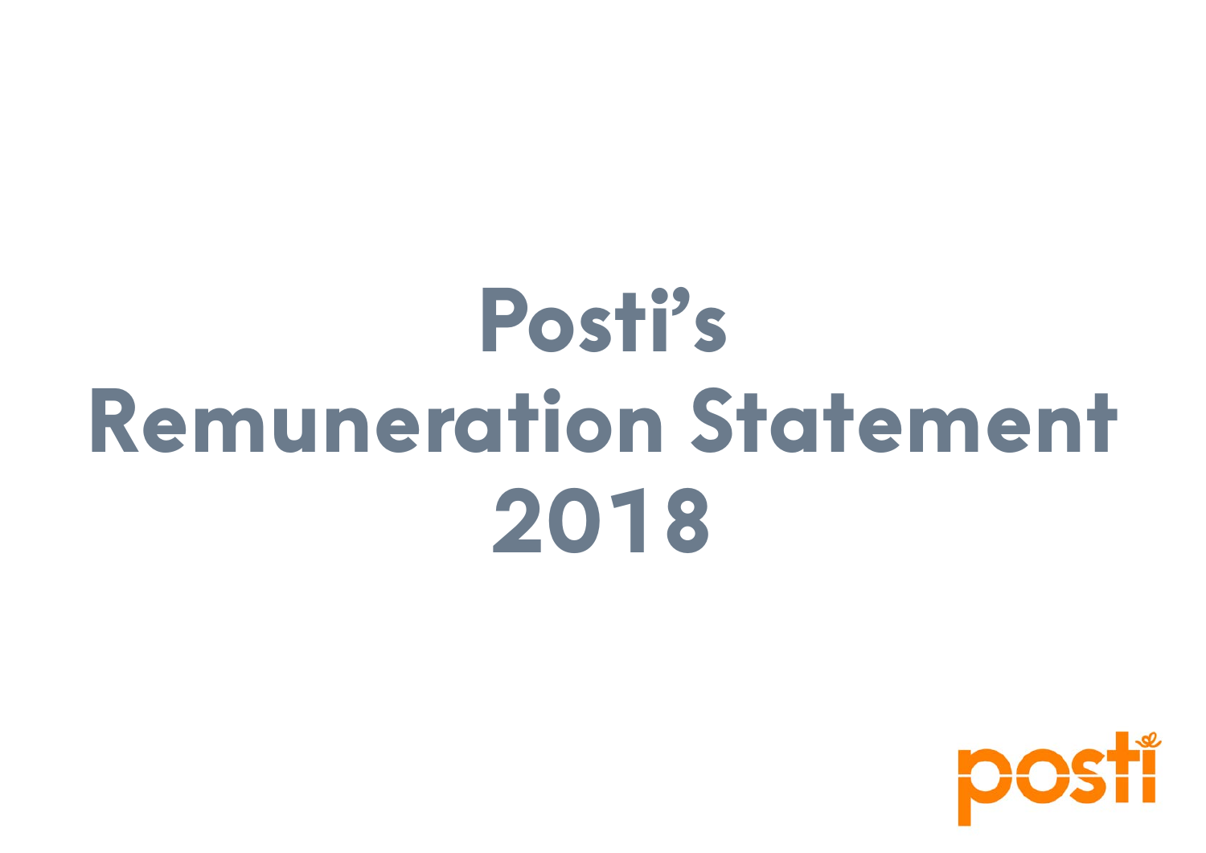# Posti's Remuneration Statement 2018

posti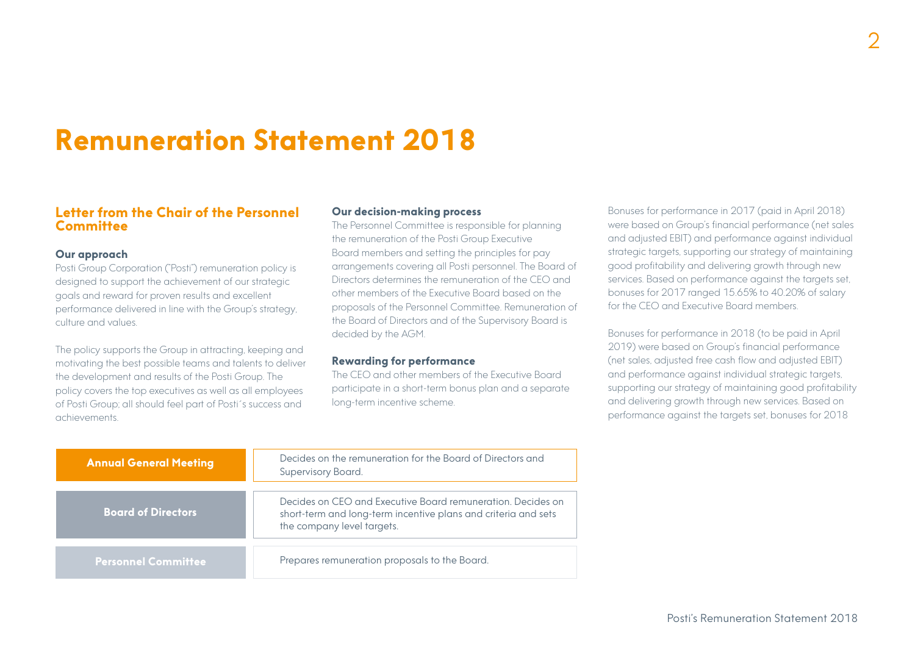# Remuneration Statement 2018

## Letter from the Chair of the Personnel Committee

### Our approach

Posti Group Corporation ("Posti") remuneration policy is designed to support the achievement of our strategic goals and reward for proven results and excellent performance delivered in line with the Group's strategy, culture and values.

The policy supports the Group in attracting, keeping and motivating the best possible teams and talents to deliver the development and results of the Posti Group. The policy covers the top executives as well as all employees of Posti Group; all should feel part of Posti´s success and achievements.

### Our decision-making process

The Personnel Committee is responsible for planning the remuneration of the Posti Group Executive Board members and setting the principles for pay arrangements covering all Posti personnel. The Board of Directors determines the remuneration of the CEO and other members of the Executive Board based on the proposals of the Personnel Committee. Remuneration of the Board of Directors and of the Supervisory Board is decided by the AGM.

### Rewarding for performance

The CEO and other members of the Executive Board participate in a short-term bonus plan and a separate long-term incentive scheme.

Bonuses for performance in 2017 (paid in April 2018) were based on Group's financial performance (net sales and adjusted EBIT) and performance against individual strategic targets, supporting our strategy of maintaining good profitability and delivering growth through new services. Based on performance against the targets set, bonuses for 2017 ranged 15.65% to 40.20% of salary for the CEO and Executive Board members.

Bonuses for performance in 2018 (to be paid in April 2019) were based on Group's financial performance (net sales, adjusted free cash flow and adjusted EBIT) and performance against individual strategic targets, supporting our strategy of maintaining good profitability and delivering growth through new services. Based on performance against the targets set, bonuses for 2018

| Body | Role |
| --- | --- |
| **Annual General Meeting** | Decides on the remuneration for the Board of Directors and Supervisory Board. |
| **Board of Directors** | Decides on CEO and Executive Board remuneration. Decides on short-term and long-term incentive plans and criteria and sets the company level targets. |
| **Personnel Committee** | Prepares remuneration proposals to the Board. |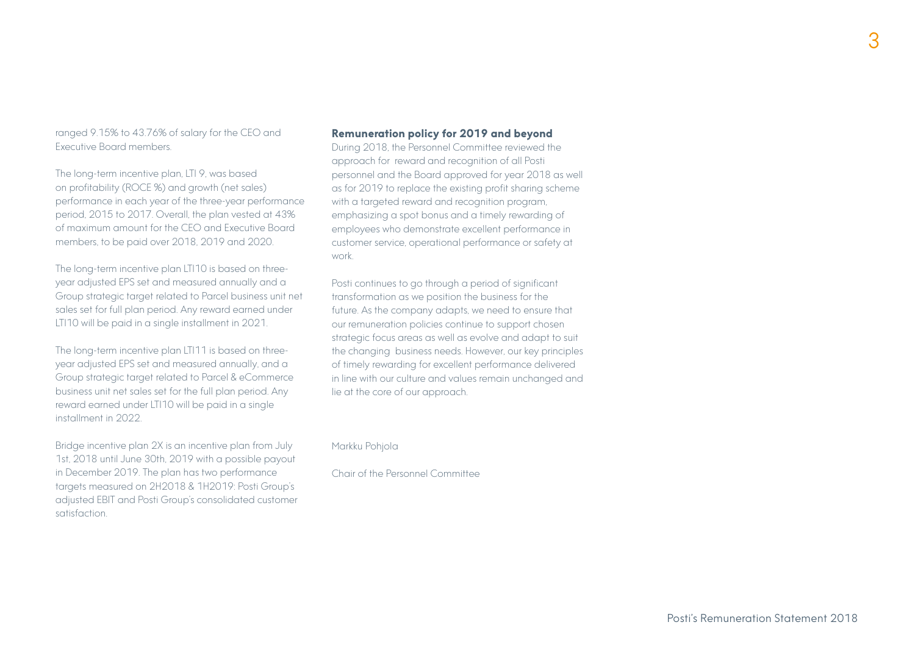ranged 9.15% to 43.76% of salary for the CEO and Executive Board members.

The long-term incentive plan, LTI 9, was based on profitability (ROCE %) and growth (net sales) performance in each year of the three-year performance period, 2015 to 2017. Overall, the plan vested at 43% of maximum amount for the CEO and Executive Board members, to be paid over 2018, 2019 and 2020.

The long-term incentive plan LTI10 is based on three-year adjusted EPS set and measured annually and a Group strategic target related to Parcel business unit net sales set for full plan period. Any reward earned under LTI10 will be paid in a single installment in 2021.

The long-term incentive plan LTI11 is based on three-year adjusted EPS set and measured annually, and a Group strategic target related to Parcel & eCommerce business unit net sales set for the full plan period. Any reward earned under LTI10 will be paid in a single installment in 2022.

Bridge incentive plan 2X is an incentive plan from July 1st, 2018 until June 30th, 2019 with a possible payout in December 2019. The plan has two performance targets measured on 2H2018 & 1H2019: Posti Group's adjusted EBIT and Posti Group's consolidated customer satisfaction.

## Remuneration policy for 2019 and beyond

During 2018, the Personnel Committee reviewed the approach for reward and recognition of all Posti personnel and the Board approved for year 2018 as well as for 2019 to replace the existing profit sharing scheme with a targeted reward and recognition program, emphasizing a spot bonus and a timely rewarding of employees who demonstrate excellent performance in customer service, operational performance or safety at work.

Posti continues to go through a period of significant transformation as we position the business for the future. As the company adapts, we need to ensure that our remuneration policies continue to support chosen strategic focus areas as well as evolve and adapt to suit the changing business needs. However, our key principles of timely rewarding for excellent performance delivered in line with our culture and values remain unchanged and lie at the core of our approach.

Markku Pohjola

Chair of the Personnel Committee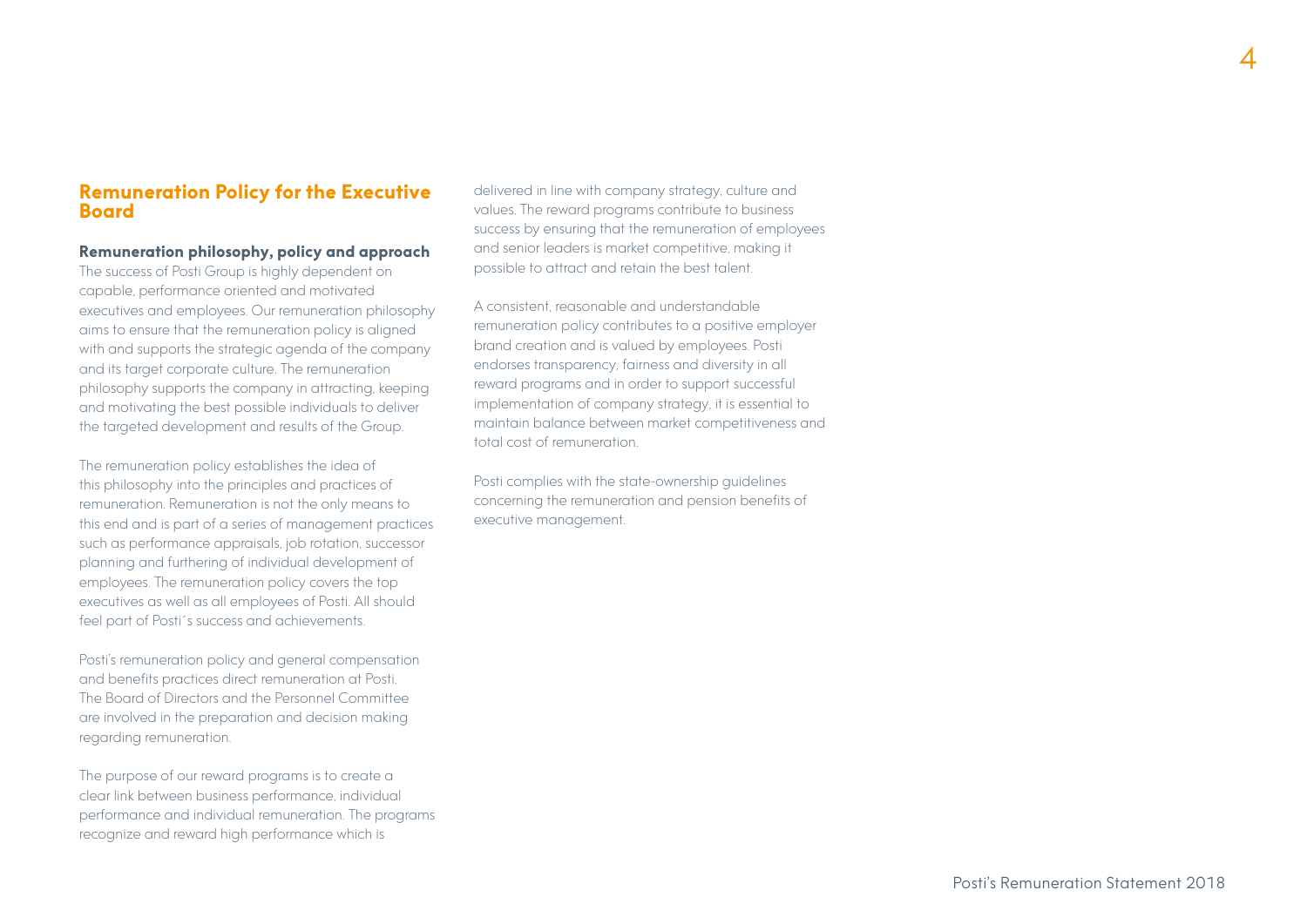## Remuneration Policy for the Executive Board

### Remuneration philosophy, policy and approach

The success of Posti Group is highly dependent on capable, performance oriented and motivated executives and employees. Our remuneration philosophy aims to ensure that the remuneration policy is aligned with and supports the strategic agenda of the company and its target corporate culture. The remuneration philosophy supports the company in attracting, keeping and motivating the best possible individuals to deliver the targeted development and results of the Group.

The remuneration policy establishes the idea of this philosophy into the principles and practices of remuneration. Remuneration is not the only means to this end and is part of a series of management practices such as performance appraisals, job rotation, successor planning and furthering of individual development of employees. The remuneration policy covers the top executives as well as all employees of Posti. All should feel part of Posti´s success and achievements.

Posti's remuneration policy and general compensation and benefits practices direct remuneration at Posti. The Board of Directors and the Personnel Committee are involved in the preparation and decision making regarding remuneration.

The purpose of our reward programs is to create a clear link between business performance, individual performance and individual remuneration. The programs recognize and reward high performance which is delivered in line with company strategy, culture and values. The reward programs contribute to business success by ensuring that the remuneration of employees and senior leaders is market competitive, making it possible to attract and retain the best talent.

A consistent, reasonable and understandable remuneration policy contributes to a positive employer brand creation and is valued by employees. Posti endorses transparency, fairness and diversity in all reward programs and in order to support successful implementation of company strategy, it is essential to maintain balance between market competitiveness and total cost of remuneration.

Posti complies with the state-ownership guidelines concerning the remuneration and pension benefits of executive management.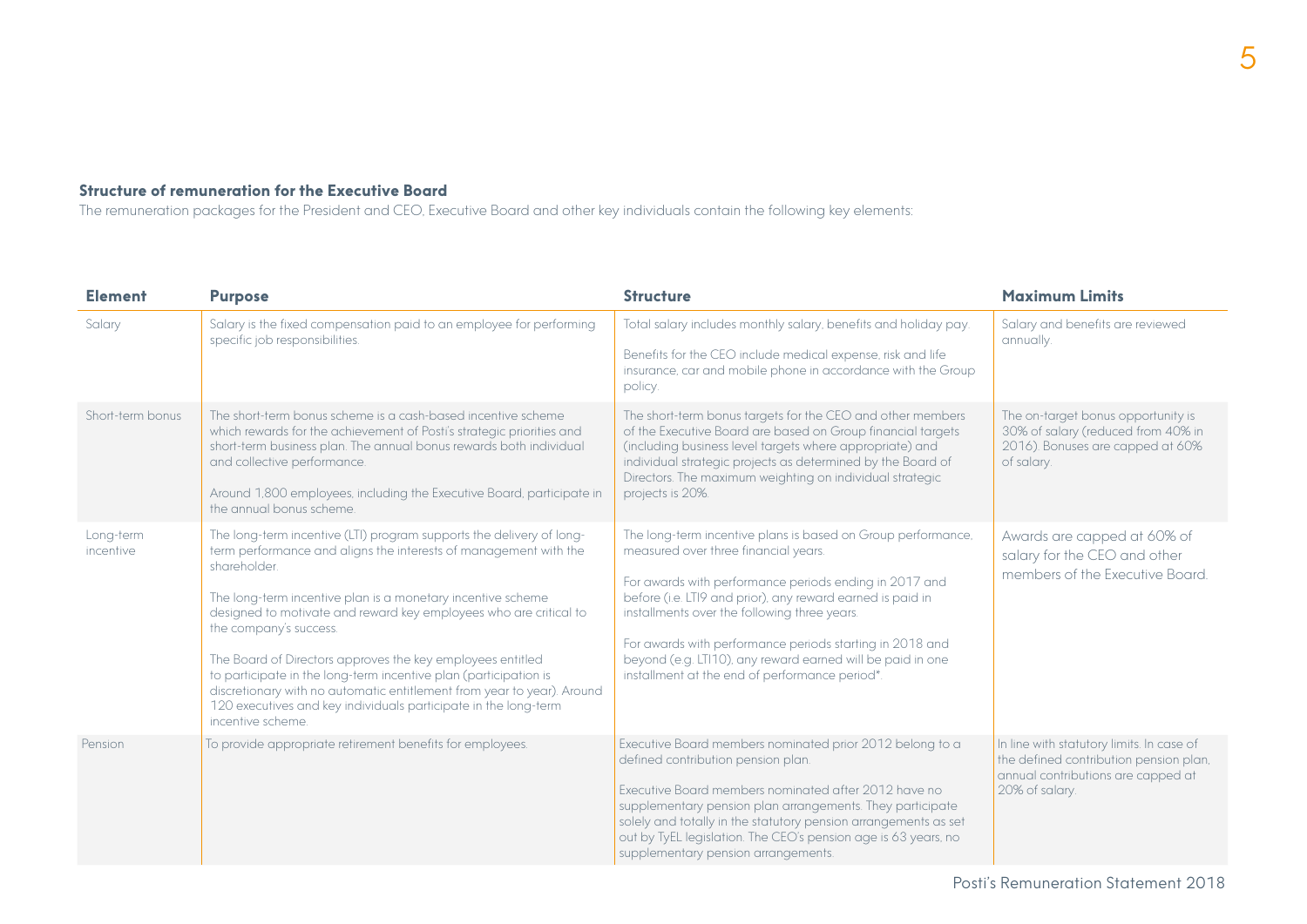### Structure of remuneration for the Executive Board

The remuneration packages for the President and CEO, Executive Board and other key individuals contain the following key elements:

| Element | Purpose | Structure | Maximum Limits |
|---|---|---|---|
| Salary | Salary is the fixed compensation paid to an employee for performing specific job responsibilities. | Total salary includes monthly salary, benefits and holiday pay.<br><br>Benefits for the CEO include medical expense, risk and life insurance, car and mobile phone in accordance with the Group policy. | Salary and benefits are reviewed annually. |
| Short-term bonus | The short-term bonus scheme is a cash-based incentive scheme which rewards for the achievement of Posti's strategic priorities and short-term business plan. The annual bonus rewards both individual and collective performance.<br><br>Around 1,800 employees, including the Executive Board, participate in the annual bonus scheme. | The short-term bonus targets for the CEO and other members of the Executive Board are based on Group financial targets (including business level targets where appropriate) and individual strategic projects as determined by the Board of Directors. The maximum weighting on individual strategic projects is 20%. | The on-target bonus opportunity is 30% of salary (reduced from 40% in 2016). Bonuses are capped at 60% of salary. |
| Long-term incentive | The long-term incentive (LTI) program supports the delivery of long-term performance and aligns the interests of management with the shareholder.<br><br>The long-term incentive plan is a monetary incentive scheme designed to motivate and reward key employees who are critical to the company's success.<br><br>The Board of Directors approves the key employees entitled to participate in the long-term incentive plan (participation is discretionary with no automatic entitlement from year to year). Around 120 executives and key individuals participate in the long-term incentive scheme. | The long-term incentive plans is based on Group performance, measured over three financial years.<br><br>For awards with performance periods ending in 2017 and before (i.e. LTI9 and prior), any reward earned is paid in installments over the following three years.<br><br>For awards with performance periods starting in 2018 and beyond (e.g. LTI10), any reward earned will be paid in one installment at the end of performance period*. | Awards are capped at 60% of salary for the CEO and other members of the Executive Board. |
| Pension | To provide appropriate retirement benefits for employees. | Executive Board members nominated prior 2012 belong to a defined contribution pension plan.<br><br>Executive Board members nominated after 2012 have no supplementary pension plan arrangements. They participate solely and totally in the statutory pension arrangements as set out by TyEL legislation. The CEO's pension age is 63 years, no supplementary pension arrangements. | In line with statutory limits. In case of the defined contribution pension plan, annual contributions are capped at 20% of salary. |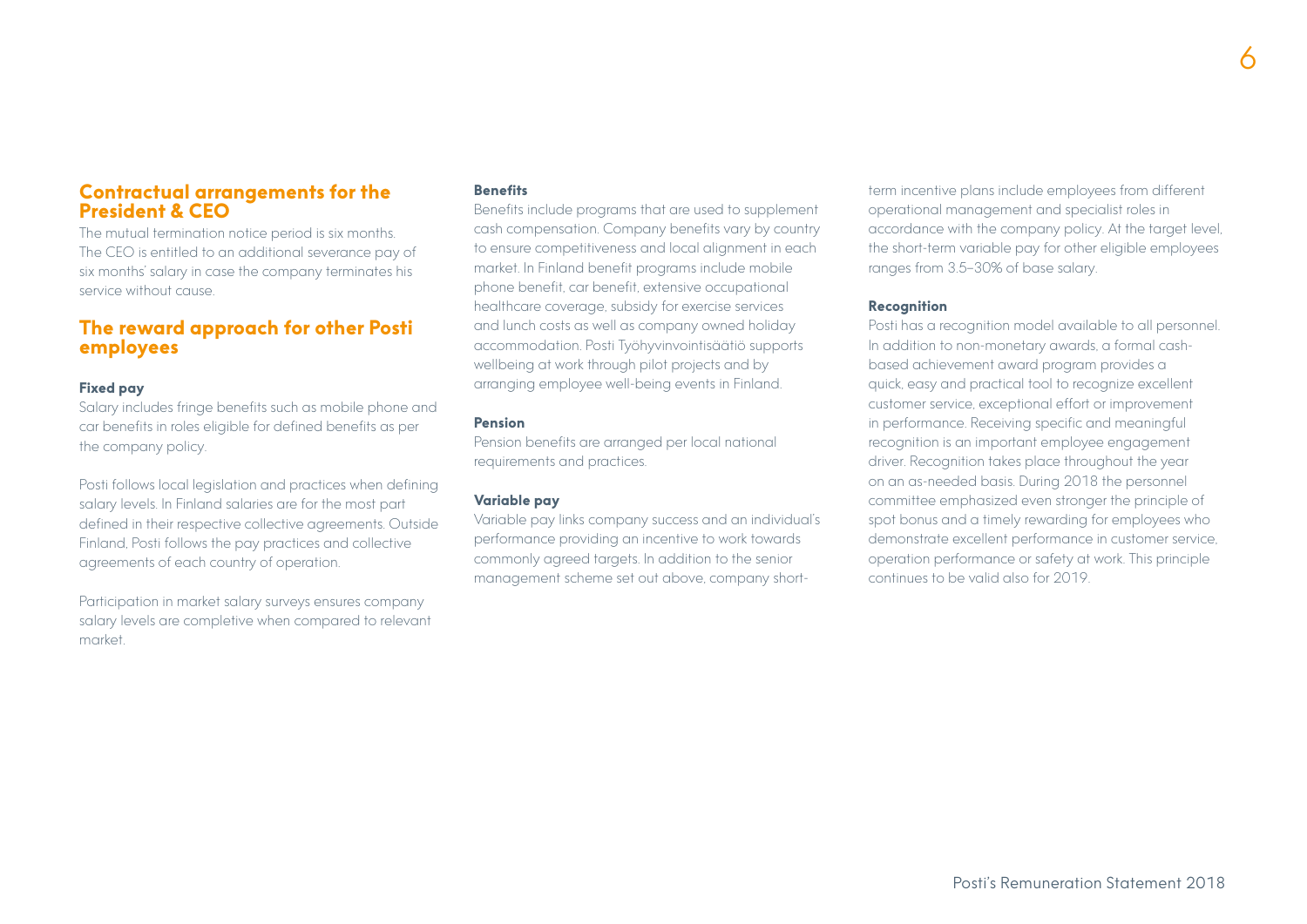## Contractual arrangements for the President & CEO

The mutual termination notice period is six months. The CEO is entitled to an additional severance pay of six months' salary in case the company terminates his service without cause.

## The reward approach for other Posti employees

### Fixed pay

Salary includes fringe benefits such as mobile phone and car benefits in roles eligible for defined benefits as per the company policy.

Posti follows local legislation and practices when defining salary levels. In Finland salaries are for the most part defined in their respective collective agreements. Outside Finland, Posti follows the pay practices and collective agreements of each country of operation.

Participation in market salary surveys ensures company salary levels are completive when compared to relevant market.

### Benefits

Benefits include programs that are used to supplement cash compensation. Company benefits vary by country to ensure competitiveness and local alignment in each market. In Finland benefit programs include mobile phone benefit, car benefit, extensive occupational healthcare coverage, subsidy for exercise services and lunch costs as well as company owned holiday accommodation. Posti Työhyvinvointisäätiö supports wellbeing at work through pilot projects and by arranging employee well-being events in Finland.

### Pension

Pension benefits are arranged per local national requirements and practices.

### Variable pay

Variable pay links company success and an individual's performance providing an incentive to work towards commonly agreed targets. In addition to the senior management scheme set out above, company short-term incentive plans include employees from different operational management and specialist roles in accordance with the company policy. At the target level, the short-term variable pay for other eligible employees ranges from 3.5–30% of base salary.

### Recognition

Posti has a recognition model available to all personnel. In addition to non-monetary awards, a formal cash-based achievement award program provides a quick, easy and practical tool to recognize excellent customer service, exceptional effort or improvement in performance. Receiving specific and meaningful recognition is an important employee engagement driver. Recognition takes place throughout the year on an as-needed basis. During 2018 the personnel committee emphasized even stronger the principle of spot bonus and a timely rewarding for employees who demonstrate excellent performance in customer service, operation performance or safety at work. This principle continues to be valid also for 2019.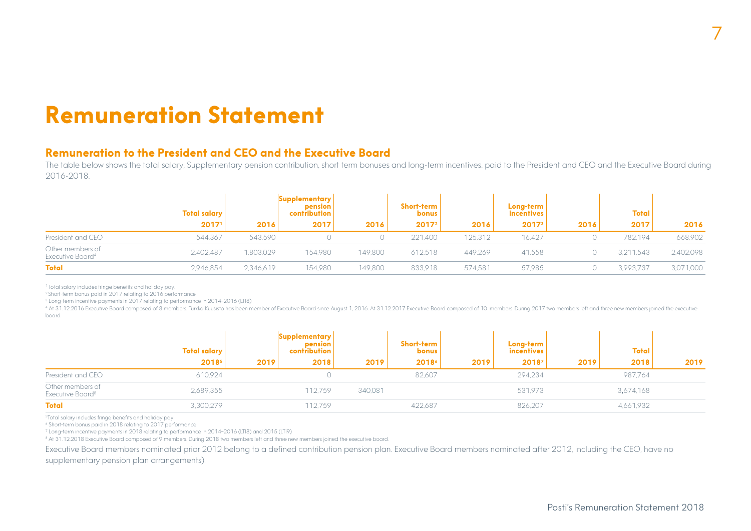# Remuneration Statement

## Remuneration to the President and CEO and the Executive Board

The table below shows the total salary, Supplementary pension contribution, short term bonuses and long-term incentives. paid to the President and CEO and the Executive Board during 2016-2018.

| | Total salary | | Supplementary pension contribution | | Short-term bonus | | Long-term incentives | | Total | |
|---|---|---|---|---|---|---|---|---|---|---|
| | 2017[1] | 2016 | 2017 | 2016 | 2017[2] | 2016 | 2017[3] | 2016 | 2017 | 2016 |
| President and CEO | 544,367 | 543,590 | 0 | 0 | 221,400 | 125,312 | 16,427 | 0 | 782,194 | 668,902 |
| Other members of Executive Board[4] | 2,402,487 | 1,803,029 | 154,980 | 149,800 | 612,518 | 449,269 | 41,558 | 0 | 3,211,543 | 2,402,098 |
| **Total** | 2,946,854 | 2,346,619 | 154,980 | 149,800 | 833,918 | 574,581 | 57,985 | 0 | 3,993,737 | 3,071,000 |

[1] Total salary includes fringe benefits and holiday pay.
[2] Short-term bonus paid in 2017 relating to 2016 performance
[3] Long-term incentive payments in 2017 relating to performance in 2014–2016 (LTI8)
[4] At 31.12.2016 Executive Board composed of 8 members. Turkka Kuusisto has been member of Executive Board since August 1, 2016. At 31.12.2017 Executive Board composed of 10 members. During 2017 two members left and three new members joined the executive board.

| | Total salary | | Supplementary pension contribution | | Short-term bonus | | Long-term incentives | | Total | |
|---|---|---|---|---|---|---|---|---|---|---|
| | 2018[5] | 2019 | 2018 | 2019 | 2018[6] | 2019 | 2018[7] | 2019 | 2018 | 2019 |
| President and CEO | 610,924 | | 0 | | 82,607 | | 294,234 | | 987,764 | |
| Other members of Executive Board[8] | 2,689,355 | | 112,759 | 340,081 | | | 531,973 | | 3,674,168 | |
| **Total** | 3,300,279 | | 112,759 | | 422,687 | | 826,207 | | 4,661,932 | |

[5] Total salary includes fringe benefits and holiday pay.
[6] Short-term bonus paid in 2018 relating to 2017 performance
[7] Long-term incentive payments in 2018 relating to performance in 2014–2016 (LTI8) and 2015 (LTI9)
[8] At 31.12.2018 Executive Board composed of 9 members. During 2018 two members left and three new members joined the executive board.

Executive Board members nominated prior 2012 belong to a defined contribution pension plan. Executive Board members nominated after 2012, including the CEO, have no supplementary pension plan arrangements).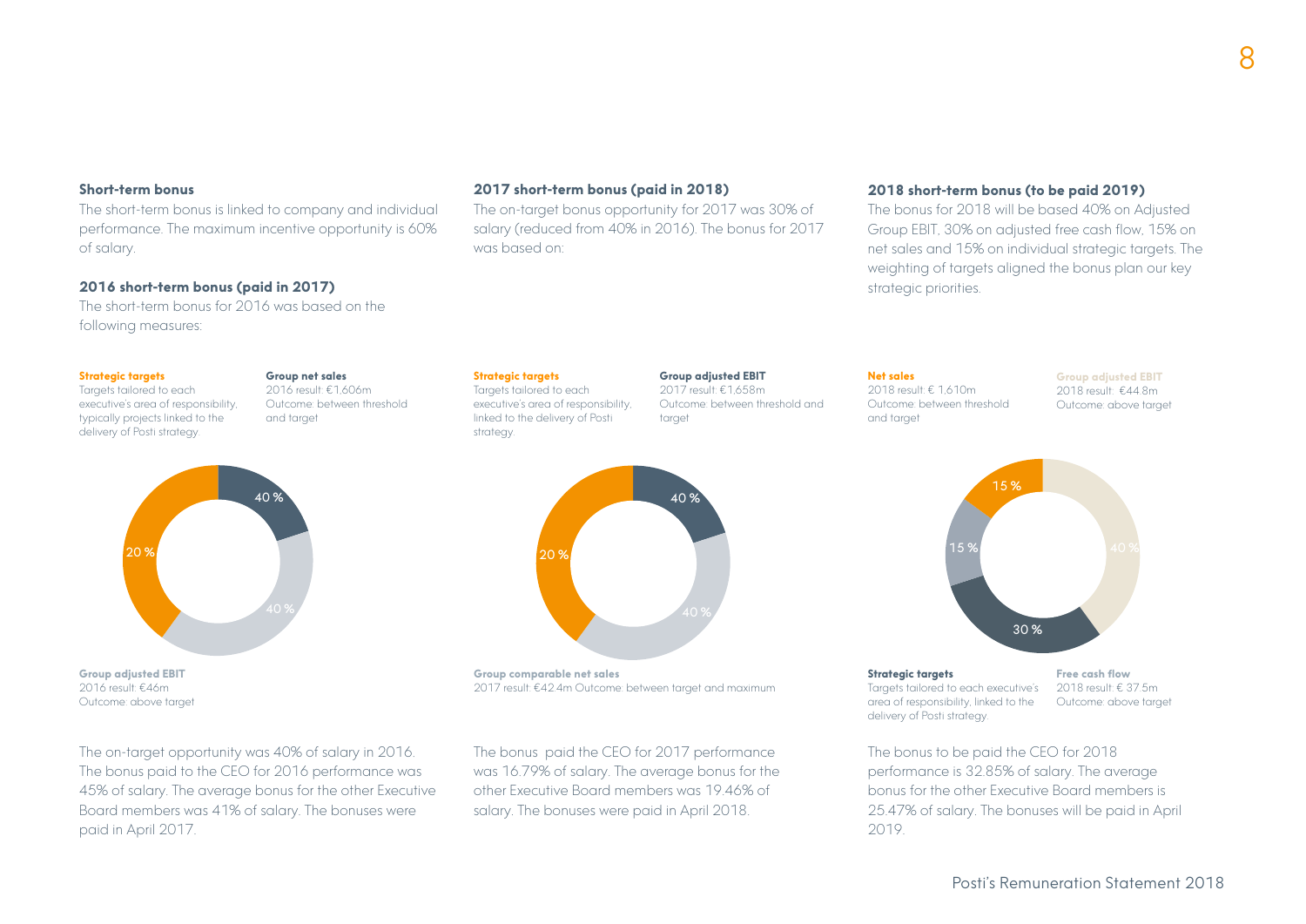### Short-term bonus

The short-term bonus is linked to company and individual performance. The maximum incentive opportunity is 60% of salary.

### 2016 short-term bonus (paid in 2017)

The short-term bonus for 2016 was based on the following measures:

**Strategic targets**
Targets tailored to each executive's area of responsibility, typically projects linked to the delivery of Posti strategy.

**Group net sales**
2016 result: €1,606m
Outcome: between threshold and target

40 %
40 %
20 %

**Group adjusted EBIT**
2016 result: €46m
Outcome: above target

The on-target opportunity was 40% of salary in 2016. The bonus paid to the CEO for 2016 performance was 45% of salary. The average bonus for the other Executive Board members was 41% of salary. The bonuses were paid in April 2017.

### 2017 short-term bonus (paid in 2018)

The on-target bonus opportunity for 2017 was 30% of salary (reduced from 40% in 2016). The bonus for 2017 was based on:

**Strategic targets**
Targets tailored to each executive's area of responsibility, linked to the delivery of Posti strategy.

**Group adjusted EBIT**
2017 result: €1,658m
Outcome: between threshold and target

40 %
40 %
20 %

**Group comparable net sales**
2017 result: €42.4m Outcome: between target and maximum

The bonus paid the CEO for 2017 performance was 16.79% of salary. The average bonus for the other Executive Board members was 19.46% of salary. The bonuses were paid in April 2018.

### 2018 short-term bonus (to be paid 2019)

The bonus for 2018 will be based 40% on Adjusted Group EBIT, 30% on adjusted free cash flow, 15% on net sales and 15% on individual strategic targets. The weighting of targets aligned the bonus plan our key strategic priorities.

**Net sales**
2018 result: € 1,610m
Outcome: between threshold and target

**Group adjusted EBIT**
2018 result: €44.8m
Outcome: above target

15 %
15 %
40 %
30 %

**Strategic targets**
Targets tailored to each executive's area of responsibility, linked to the delivery of Posti strategy.

**Free cash flow**
2018 result: € 37.5m
Outcome: above target

The bonus to be paid the CEO for 2018 performance is 32.85% of salary. The average bonus for the other Executive Board members is 25.47% of salary. The bonuses will be paid in April 2019.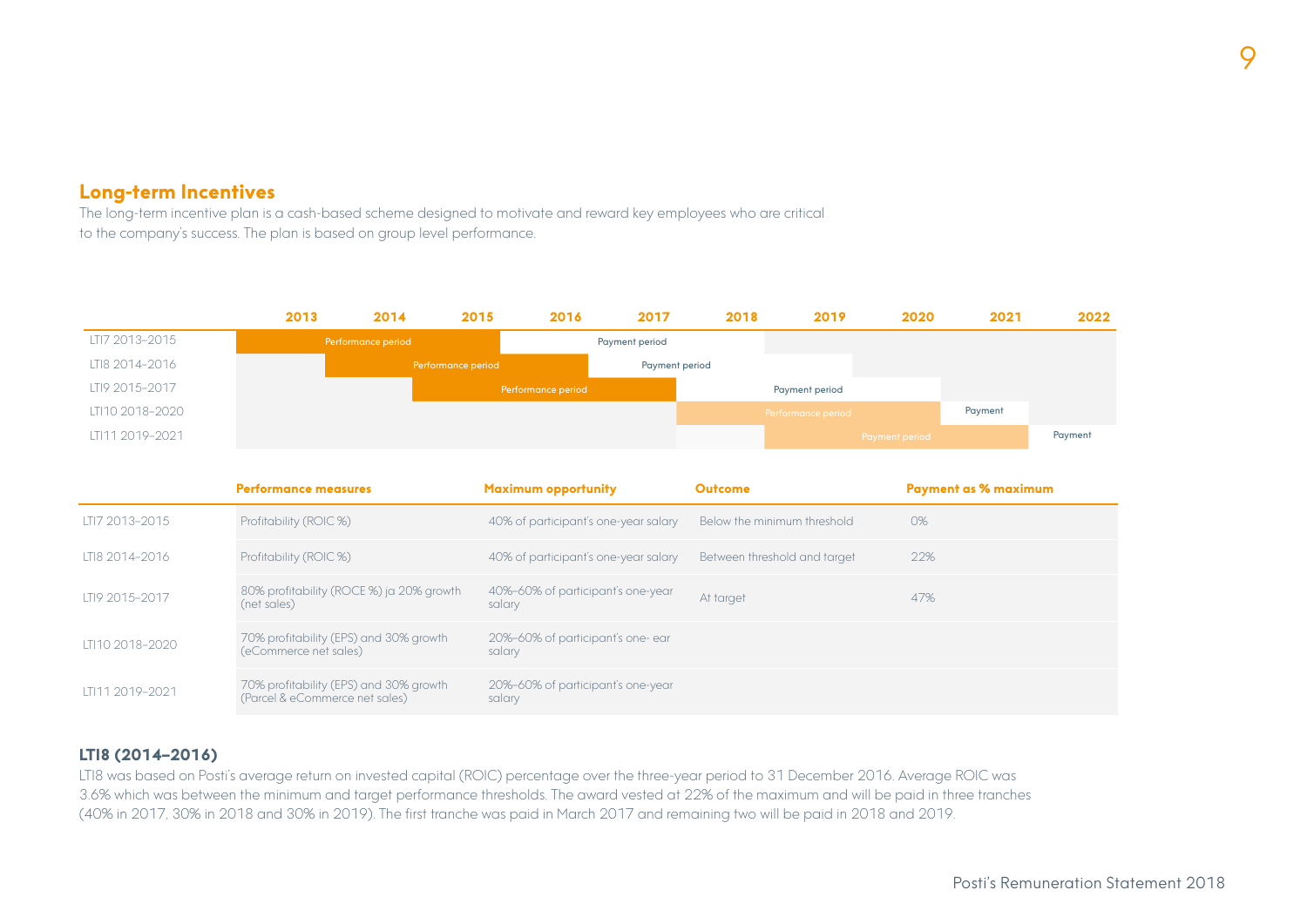## Long-term Incentives

The long-term incentive plan is a cash-based scheme designed to motivate and reward key employees who are critical to the company's success. The plan is based on group level performance.

| | 2013 | 2014 | 2015 | 2016 | 2017 | 2018 | 2019 | 2020 | 2021 | 2022 |
|---|---|---|---|---|---|---|---|---|---|---|
| LTI7 2013–2015 | Performance period | Performance period | Performance period | Payment period | Payment period | Payment period | | | | |
| LTI8 2014–2016 | | Performance period | Performance period | Performance period | Payment period | Payment period | Payment period | | | |
| LTI9 2015–2017 | | | Performance period | Performance period | Performance period | Payment period | Payment period | Payment period | | |
| LTI10 2018–2020 | | | | | | Performance period | Performance period | Performance period | Payment | |
| LTI11 2019–2021 | | | | | | | Payment period | Payment period | Payment period | Payment |

| | Performance measures | Maximum opportunity | Outcome | Payment as % maximum |
|---|---|---|---|---|
| LTI7 2013–2015 | Profitability (ROIC %) | 40% of participant's one-year salary | Below the minimum threshold | 0% |
| LTI8 2014–2016 | Profitability (ROIC %) | 40% of participant's one-year salary | Between threshold and target | 22% |
| LTI9 2015–2017 | 80% profitability (ROCE %) ja 20% growth (net sales) | 40%–60% of participant's one-year salary | At target | 47% |
| LTI10 2018–2020 | 70% profitability (EPS) and 30% growth (eCommerce net sales) | 20%–60% of participant's one- ear salary | | |
| LTI11 2019–2021 | 70% profitability (EPS) and 30% growth (Parcel & eCommerce net sales) | 20%–60% of participant's one-year salary | | |

### LTI8 (2014–2016)

LTI8 was based on Posti's average return on invested capital (ROIC) percentage over the three-year period to 31 December 2016. Average ROIC was 3.6% which was between the minimum and target performance thresholds. The award vested at 22% of the maximum and will be paid in three tranches (40% in 2017, 30% in 2018 and 30% in 2019). The first tranche was paid in March 2017 and remaining two will be paid in 2018 and 2019.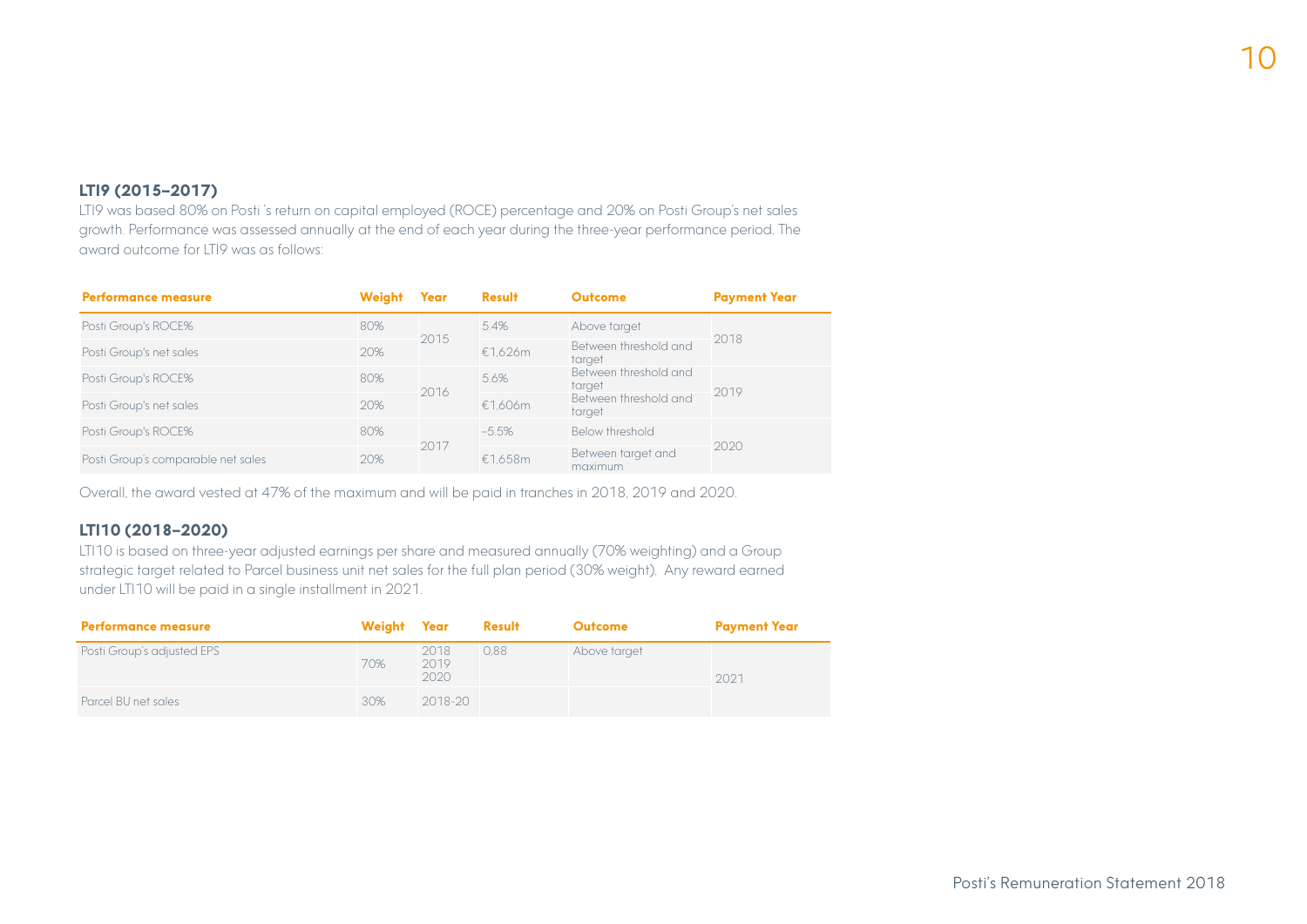### LTI9 (2015–2017)

LTI9 was based 80% on Posti 's return on capital employed (ROCE) percentage and 20% on Posti Group's net sales growth. Performance was assessed annually at the end of each year during the three-year performance period. The award outcome for LTI9 was as follows:

| Performance measure | Weight | Year | Result | Outcome | Payment Year |
|---|---|---|---|---|---|
| Posti Group's ROCE% | 80% | 2015 | 5.4% | Above target | 2018 |
| Posti Group's net sales | 20% | | €1,626m | Between threshold and target | |
| Posti Group's ROCE% | 80% | 2016 | 5.6% | Between threshold and target | 2019 |
| Posti Group's net sales | 20% | | €1,606m | Between threshold and target | |
| Posti Group's ROCE% | 80% | 2017 | -5.5% | Below threshold | 2020 |
| Posti Group's comparable net sales | 20% | | €1,658m | Between target and maximum | |

Overall, the award vested at 47% of the maximum and will be paid in tranches in 2018, 2019 and 2020.

### LTI10 (2018–2020)

LTI10 is based on three-year adjusted earnings per share and measured annually (70% weighting) and a Group strategic target related to Parcel business unit net sales for the full plan period (30% weight). Any reward earned under LTI10 will be paid in a single installment in 2021.

| Performance measure | Weight | Year | Result | Outcome | Payment Year |
|---|---|---|---|---|---|
| Posti Group's adjusted EPS | 70% | 2018 2019 2020 | 0,88 | Above target | 2021 |
| Parcel BU net sales | 30% | 2018-20 | | | |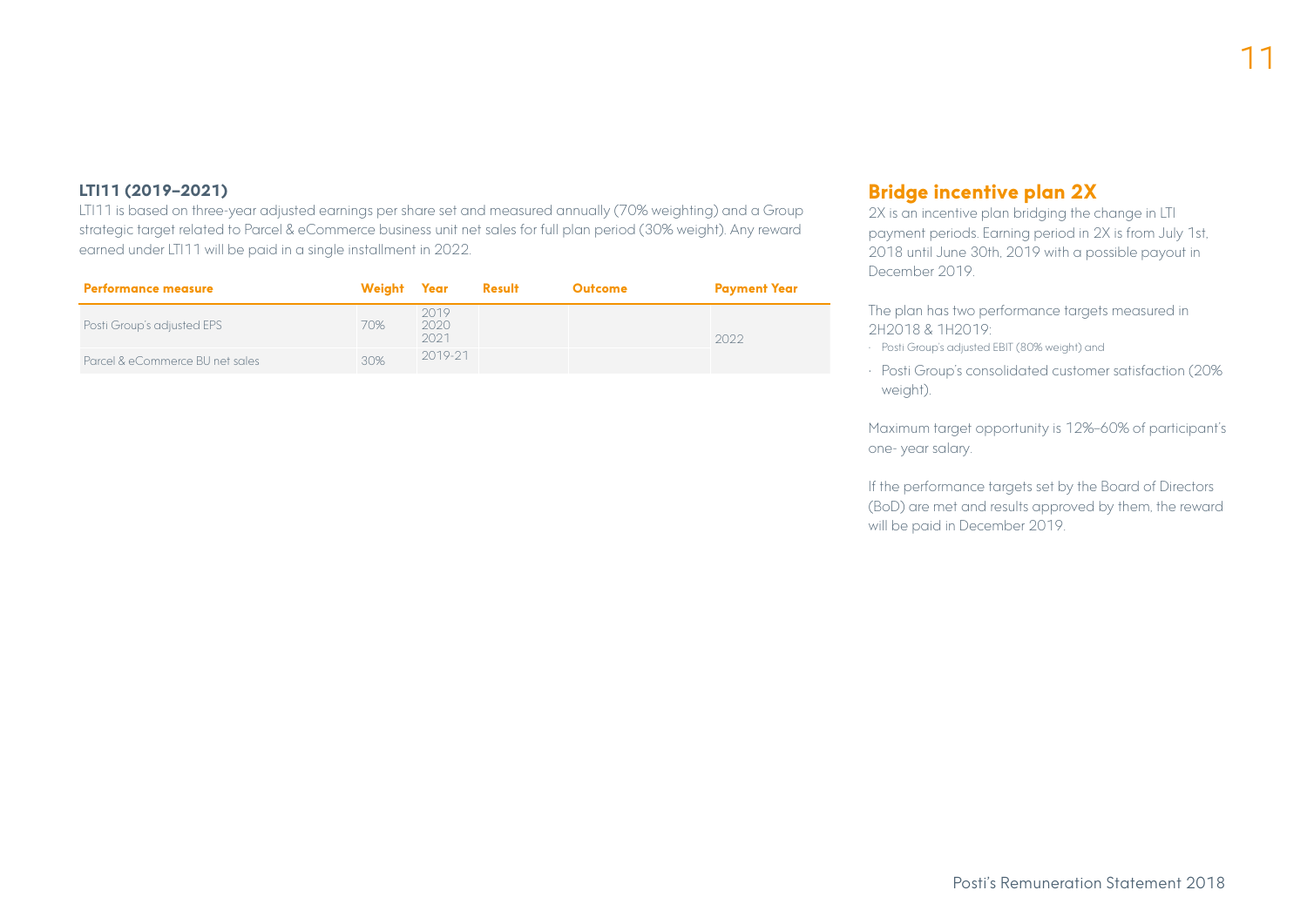## LTI11 (2019–2021)

LTI11 is based on three-year adjusted earnings per share set and measured annually (70% weighting) and a Group strategic target related to Parcel & eCommerce business unit net sales for full plan period (30% weight). Any reward earned under LTI11 will be paid in a single installment in 2022.

| Performance measure | Weight | Year | Result | Outcome | Payment Year |
|---|---|---|---|---|---|
| Posti Group's adjusted EPS | 70% | 2019<br>2020<br>2021 | | | 2022 |
| Parcel & eCommerce BU net sales | 30% | 2019-21 | | | |

## Bridge incentive plan 2X

2X is an incentive plan bridging the change in LTI payment periods. Earning period in 2X is from July 1st, 2018 until June 30th, 2019 with a possible payout in December 2019.

The plan has two performance targets measured in 2H2018 & 1H2019:

- Posti Group's adjusted EBIT (80% weight) and
- Posti Group's consolidated customer satisfaction (20% weight).

Maximum target opportunity is 12%–60% of participant's one- year salary.

If the performance targets set by the Board of Directors (BoD) are met and results approved by them, the reward will be paid in December 2019.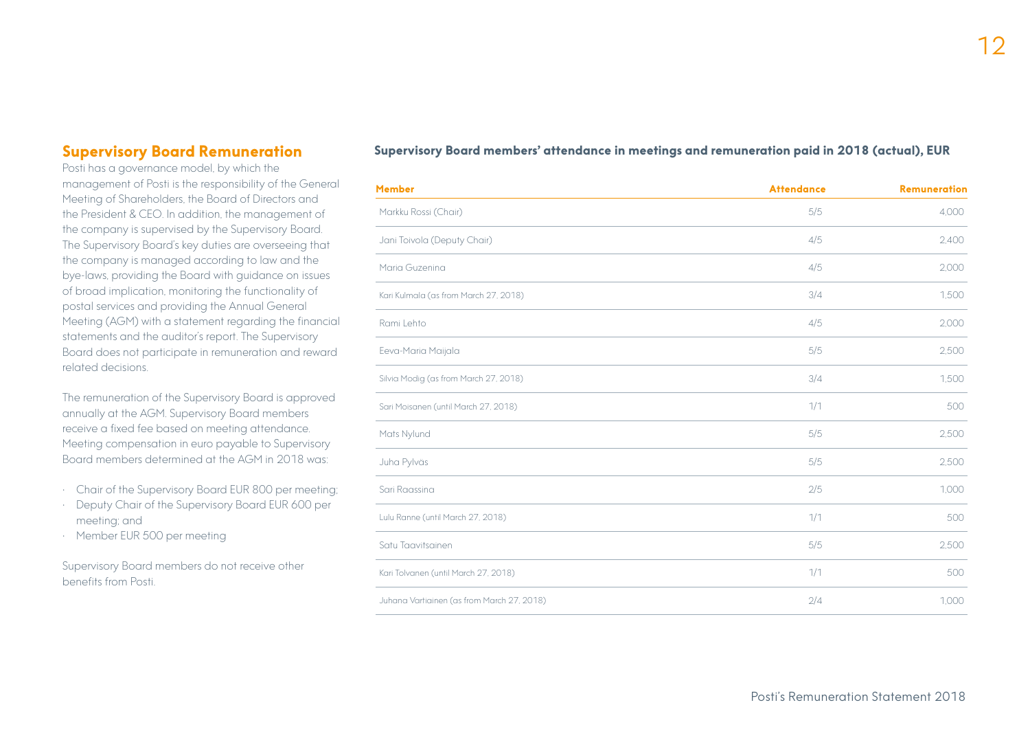## Supervisory Board Remuneration

Posti has a governance model, by which the management of Posti is the responsibility of the General Meeting of Shareholders, the Board of Directors and the President & CEO. In addition, the management of the company is supervised by the Supervisory Board. The Supervisory Board's key duties are overseeing that the company is managed according to law and the bye-laws, providing the Board with guidance on issues of broad implication, monitoring the functionality of postal services and providing the Annual General Meeting (AGM) with a statement regarding the financial statements and the auditor's report. The Supervisory Board does not participate in remuneration and reward related decisions.

The remuneration of the Supervisory Board is approved annually at the AGM. Supervisory Board members receive a fixed fee based on meeting attendance. Meeting compensation in euro payable to Supervisory Board members determined at the AGM in 2018 was:

- Chair of the Supervisory Board EUR 800 per meeting;
- Deputy Chair of the Supervisory Board EUR 600 per meeting; and
- Member EUR 500 per meeting

Supervisory Board members do not receive other benefits from Posti.

### Supervisory Board members' attendance in meetings and remuneration paid in 2018 (actual), EUR

| Member | Attendance | Remuneration |
|---|---|---|
| Markku Rossi (Chair) | 5/5 | 4,000 |
| Jani Toivola (Deputy Chair) | 4/5 | 2,400 |
| Maria Guzenina | 4/5 | 2,000 |
| Kari Kulmala (as from March 27, 2018) | 3/4 | 1,500 |
| Rami Lehto | 4/5 | 2,000 |
| Eeva-Maria Maijala | 5/5 | 2,500 |
| Silvia Modig (as from March 27, 2018) | 3/4 | 1,500 |
| Sari Moisanen (until March 27, 2018) | 1/1 | 500 |
| Mats Nylund | 5/5 | 2,500 |
| Juha Pylväs | 5/5 | 2,500 |
| Sari Raassina | 2/5 | 1,000 |
| Lulu Ranne (until March 27, 2018) | 1/1 | 500 |
| Satu Taavitsainen | 5/5 | 2,500 |
| Kari Tolvanen (until March 27, 2018) | 1/1 | 500 |
| Juhana Vartiainen (as from March 27, 2018) | 2/4 | 1,000 |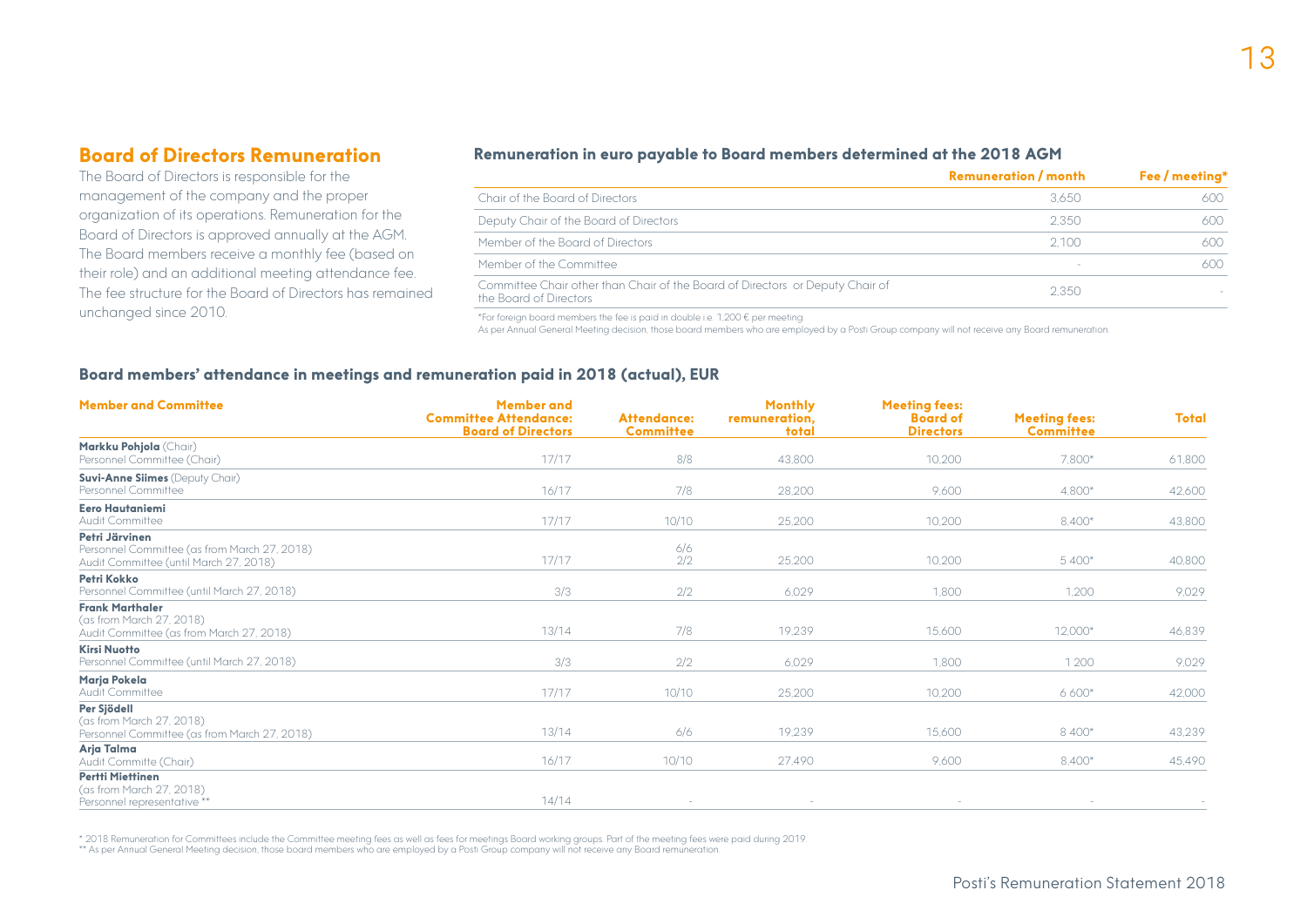## Board of Directors Remuneration

The Board of Directors is responsible for the management of the company and the proper organization of its operations. Remuneration for the Board of Directors is approved annually at the AGM. The Board members receive a monthly fee (based on their role) and an additional meeting attendance fee. The fee structure for the Board of Directors has remained unchanged since 2010.

### Remuneration in euro payable to Board members determined at the 2018 AGM

| | Remuneration / month | Fee / meeting* |
|---|---|---|
| Chair of the Board of Directors | 3,650 | 600 |
| Deputy Chair of the Board of Directors | 2,350 | 600 |
| Member of the Board of Directors | 2,100 | 600 |
| Member of the Committee | - | 600 |
| Committee Chair other than Chair of the Board of Directors or Deputy Chair of the Board of Directors | 2,350 | - |

*For foreign board members the fee is paid in double i.e. 1,200 € per meeting.
As per Annual General Meeting decision, those board members who are employed by a Posti Group company will not receive any Board remuneration.

### Board members' attendance in meetings and remuneration paid in 2018 (actual), EUR

| Member and Committee | Member and Committee Attendance: Board of Directors | Attendance: Committee | Monthly remuneration, total | Meeting fees: Board of Directors | Meeting fees: Committee | Total |
|---|---|---|---|---|---|---|
| **Markku Pohjola** (Chair)<br>Personnel Committee (Chair) | 17/17 | 8/8 | 43,800 | 10,200 | 7,800* | 61,800 |
| **Suvi-Anne Siimes** (Deputy Chair)<br>Personnel Committee | 16/17 | 7/8 | 28,200 | 9,600 | 4,800* | 42,600 |
| **Eero Hautaniemi**<br>Audit Committee | 17/17 | 10/10 | 25,200 | 10,200 | 8,400* | 43,800 |
| **Petri Järvinen**<br>Personnel Committee (as from March 27, 2018)<br>Audit Committee (until March 27, 2018) | 17/17 | 6/6<br>2/2 | 25,200 | 10,200 | 5 400* | 40,800 |
| **Petri Kokko**<br>Personnel Committee (until March 27, 2018) | 3/3 | 2/2 | 6,029 | 1,800 | 1,200 | 9,029 |
| **Frank Marthaler**<br>(as from March 27, 2018)<br>Audit Committee (as from March 27, 2018) | 13/14 | 7/8 | 19,239 | 15,600 | 12,000* | 46,839 |
| **Kirsi Nuotto**<br>Personnel Committee (until March 27, 2018) | 3/3 | 2/2 | 6,029 | 1,800 | 1 200 | 9,029 |
| **Marja Pokela**<br>Audit Committee | 17/17 | 10/10 | 25,200 | 10,200 | 6 600* | 42,000 |
| **Per Sjödell**<br>(as from March 27, 2018)<br>Personnel Committee (as from March 27, 2018) | 13/14 | 6/6 | 19,239 | 15,600 | 8 400* | 43,239 |
| **Arja Talma**<br>Audit Committe (Chair) | 16/17 | 10/10 | 27,490 | 9,600 | 8,400* | 45,490 |
| **Pertti Miettinen**<br>(as from March 27, 2018)<br>Personnel representative ** | 14/14 | - | - | - | - | - |

\* 2018 Remuneration for Committees include the Committee meeting fees as well as fees for meetings Board working groups. Part of the meeting fees were paid during 2019.
** As per Annual General Meeting decision, those board members who are employed by a Posti Group company will not receive any Board remuneration.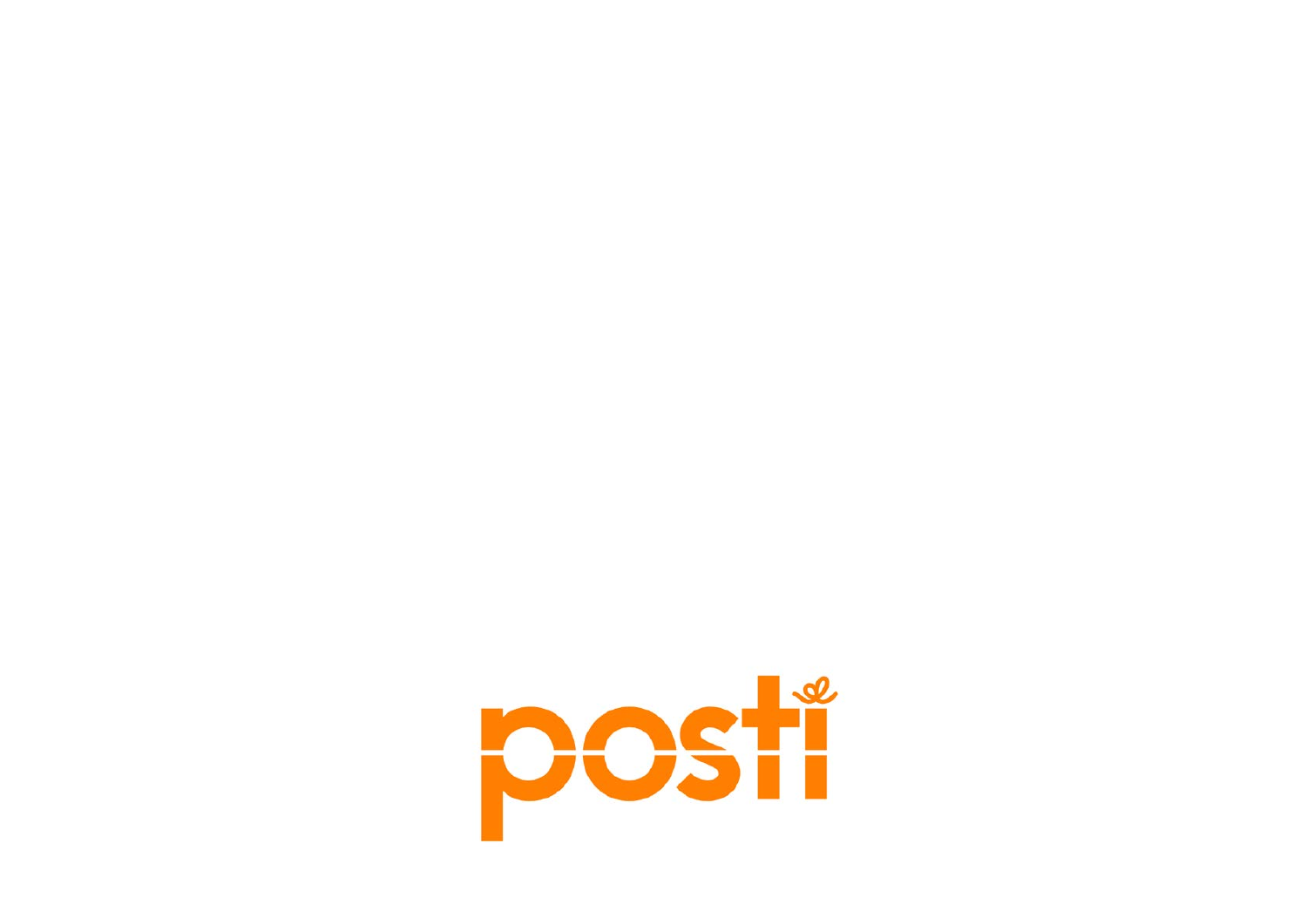posti